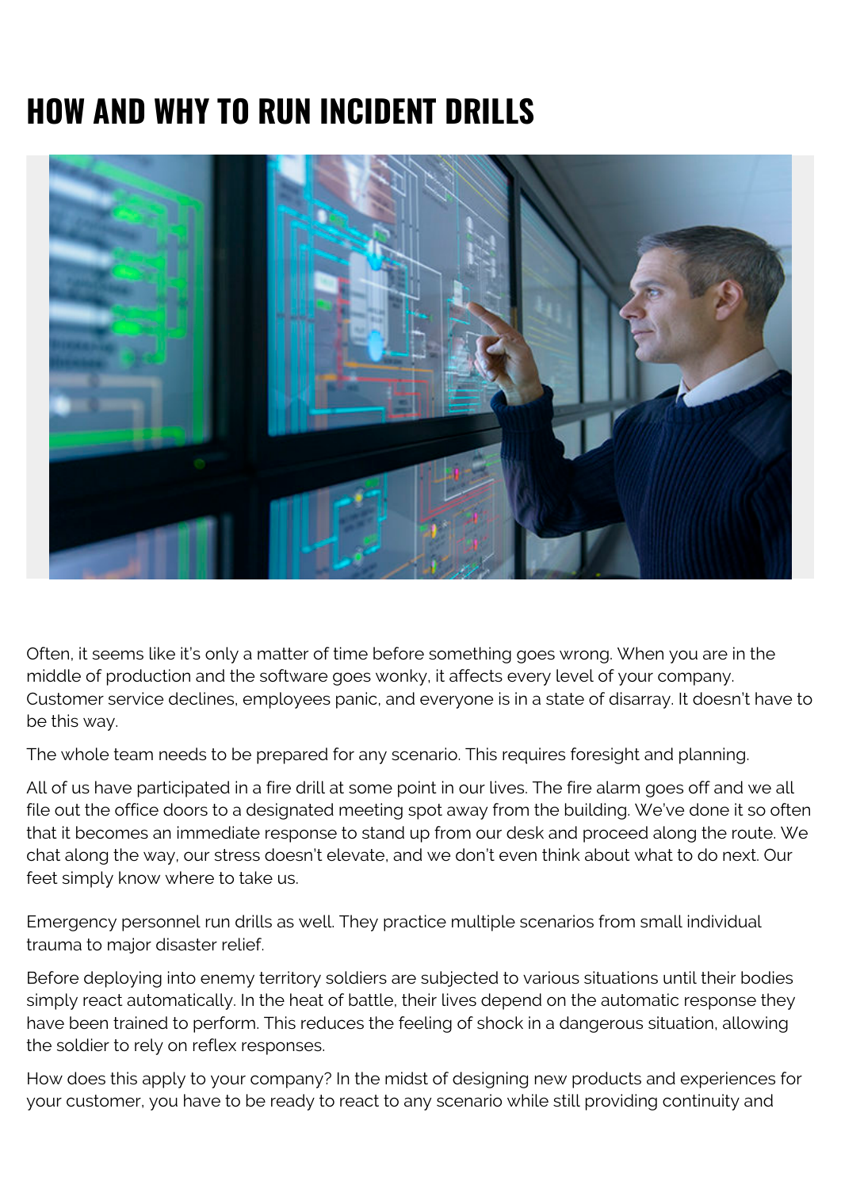# HOW AND WHY TO RUN INCIDENT DRILLS

Often, it seems like it's only a matter of time before something goes wrong. When you are in the middle of production and the software goes wonky, it affects every level of your company. Customer service declines, employees panic, and everyone is in a state of disarray. It doesn't have to be this way.

The whole team needs to be prepared for any scenario. This requires foresight and planning.

All of us have participated in a fire drill at some point in our lives. The fire alarm goes off and we all file out the office doors to a designated meeting spot away from the building. We've done it so often that it becomes an immediate response to stand up from our desk and proceed along the route. We chat along the way, our stress doesn't elevate, and we don't even think about what to do next. Our feet simply know where to take us.

Emergency personnel run drills as well. They practice multiple scenarios from small individual trauma to major disaster relief.

Before deploying into enemy territory soldiers are subjected to various situations until their bodies simply react automatically. In the heat of battle, their lives depend on the automatic response they have been trained to perform. This reduces the feeling of shock in a dangerous situation, allowing the soldier to rely on reflex responses.

How does this apply to your company? In the midst of designing new products and experiences for your customer, you have to be ready to react to any scenario while still providing continuity and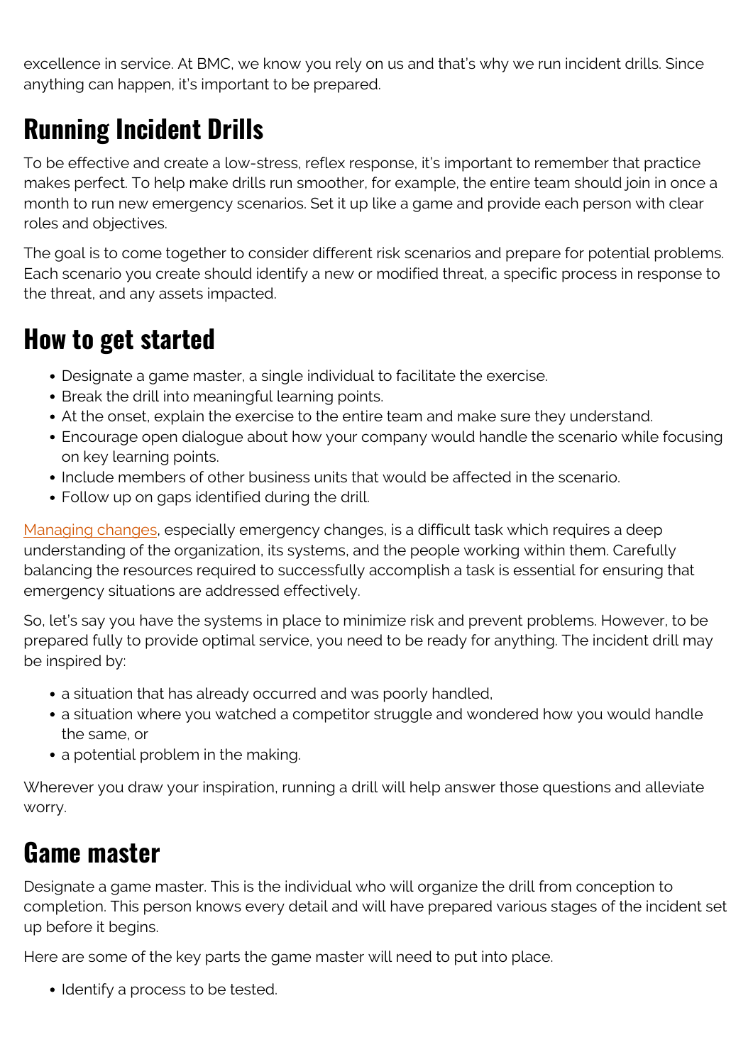excellence in service. At BMC, we know you rely on us and that's why we run incident drills. Since anything can happen, it's important to be prepared.

## Running Incident Drills

To be effective and create a low-stress, reflex response, it's important to remember that practice makes perfect. To help make drills run smoother, for example, the entire team should join in once a month to run new emergency scenarios. Set it up like a game and provide each person with clear roles and objectives.

The goal is to come together to consider different risk scenarios and prepare for potential problems. Each scenario you create should identify a new or modified threat, a specific process in response to the threat, and any assets impacted.

## How to get started

- Designate a game master, a single individual to facilitate the exercise.
- Break the drill into meaningful learning points.
- At the onset, explain the exercise to the entire team and make sure they understand.
- Encourage open dialogue about how your company would handle the scenario while focusing on key learning points.
- Include members of other business units that would be affected in the scenario.
- Follow up on gaps identified during the drill.

Managing changes, especially emergency changes, is a difficult task which requires a deep understanding of the organization, its systems, and the people working within them. Carefully balancing the resources required to successfully accomplish a task is essential for ensuring that emergency situations are addressed effectively.

So, let's say you have the systems in place to minimize risk and prevent problems. However, to be prepared fully to provide optimal service, you need to be ready for anything. The incident drill may be inspired by:

- a situation that has already occurred and was poorly handled,
- a situation where you watched a competitor struggle and wondered how you would handle the same, or
- a potential problem in the making.

Wherever you draw your inspiration, running a drill will help answer those questions and alleviate worry.

## Game master

Designate a game master. This is the individual who will organize the drill from conception to completion. This person knows every detail and will have prepared various stages of the incident set up before it begins.

Here are some of the key parts the game master will need to put into place.

- Identify a process to be tested.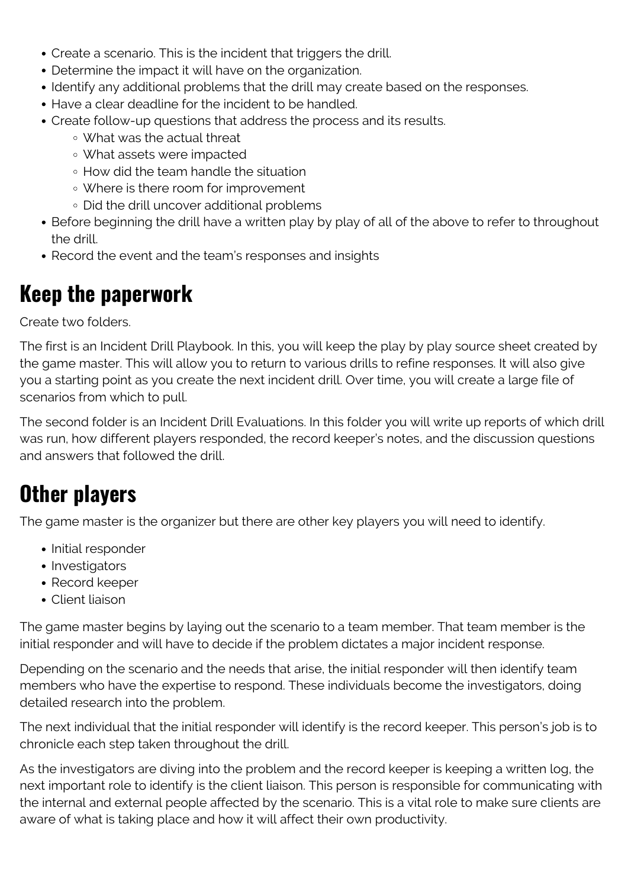- Create a scenario. This is the incident that triggers the drill.
- Determine the impact it will have on the organization.
- Identify any additional problems that the drill may create based on the responses.
- Have a clear deadline for the incident to be handled.
- Create follow-up questions that address the process and its results.
    - What was the actual threat
    - What assets were impacted
    - How did the team handle the situation
    - Where is there room for improvement
    - Did the drill uncover additional problems
- Before beginning the drill have a written play by play of all of the above to refer to throughout the drill.
- Record the event and the team's responses and insights

## Keep the paperwork

Create two folders.

The first is an Incident Drill Playbook. In this, you will keep the play by play source sheet created by the game master. This will allow you to return to various drills to refine responses. It will also give you a starting point as you create the next incident drill. Over time, you will create a large file of scenarios from which to pull.

The second folder is an Incident Drill Evaluations. In this folder you will write up reports of which drill was run, how different players responded, the record keeper's notes, and the discussion questions and answers that followed the drill.

## Other players

The game master is the organizer but there are other key players you will need to identify.

- Initial responder
- Investigators
- Record keeper
- Client liaison

The game master begins by laying out the scenario to a team member. That team member is the initial responder and will have to decide if the problem dictates a major incident response.

Depending on the scenario and the needs that arise, the initial responder will then identify team members who have the expertise to respond. These individuals become the investigators, doing detailed research into the problem.

The next individual that the initial responder will identify is the record keeper. This person's job is to chronicle each step taken throughout the drill.

As the investigators are diving into the problem and the record keeper is keeping a written log, the next important role to identify is the client liaison. This person is responsible for communicating with the internal and external people affected by the scenario. This is a vital role to make sure clients are aware of what is taking place and how it will affect their own productivity.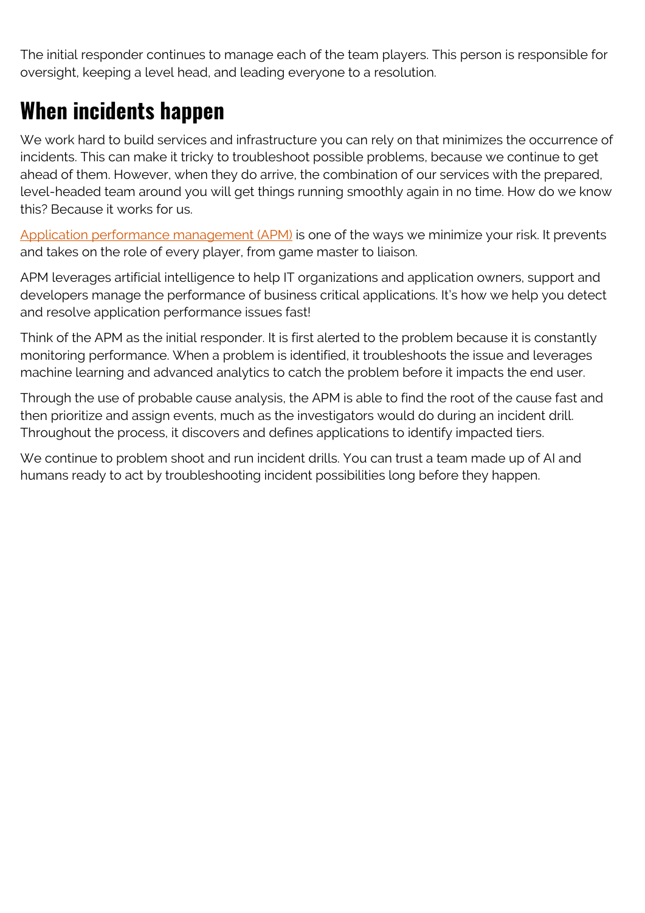The initial responder continues to manage each of the team players. This person is responsible for oversight, keeping a level head, and leading everyone to a resolution.

## When incidents happen

We work hard to build services and infrastructure you can rely on that minimizes the occurrence of incidents. This can make it tricky to troubleshoot possible problems, because we continue to get ahead of them. However, when they do arrive, the combination of our services with the prepared, level-headed team around you will get things running smoothly again in no time. How do we know this? Because it works for us.

Application performance management (APM) is one of the ways we minimize your risk. It prevents and takes on the role of every player, from game master to liaison.

APM leverages artificial intelligence to help IT organizations and application owners, support and developers manage the performance of business critical applications. It's how we help you detect and resolve application performance issues fast!

Think of the APM as the initial responder. It is first alerted to the problem because it is constantly monitoring performance. When a problem is identified, it troubleshoots the issue and leverages machine learning and advanced analytics to catch the problem before it impacts the end user.

Through the use of probable cause analysis, the APM is able to find the root of the cause fast and then prioritize and assign events, much as the investigators would do during an incident drill. Throughout the process, it discovers and defines applications to identify impacted tiers.

We continue to problem shoot and run incident drills. You can trust a team made up of AI and humans ready to act by troubleshooting incident possibilities long before they happen.